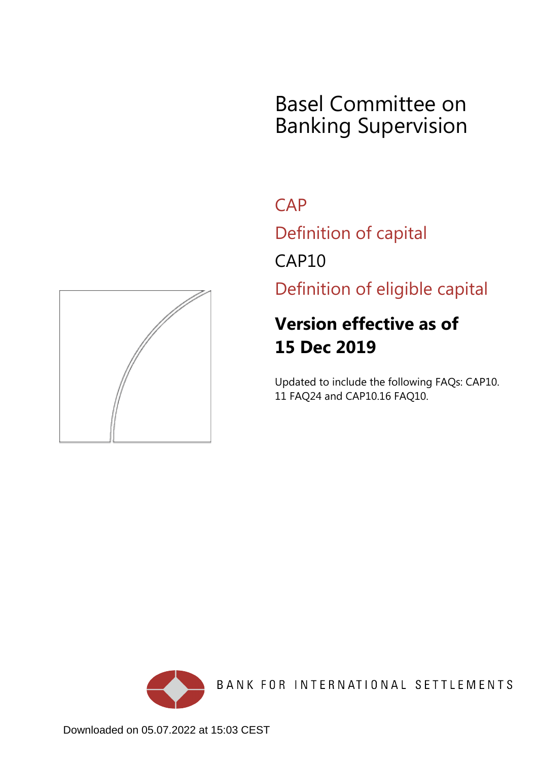# Basel Committee on Banking Supervision

## CAP

## Definition of capital

## CAP10

## Definition of eligible capital

**Version effective as of 15 Dec 2019**

Updated to include the following FAQs: CAP10.11 FAQ24 and CAP10.16 FAQ10.

BANK FOR INTERNATIONAL SETTLEMENTS

Downloaded on 05.07.2022 at 15:03 CEST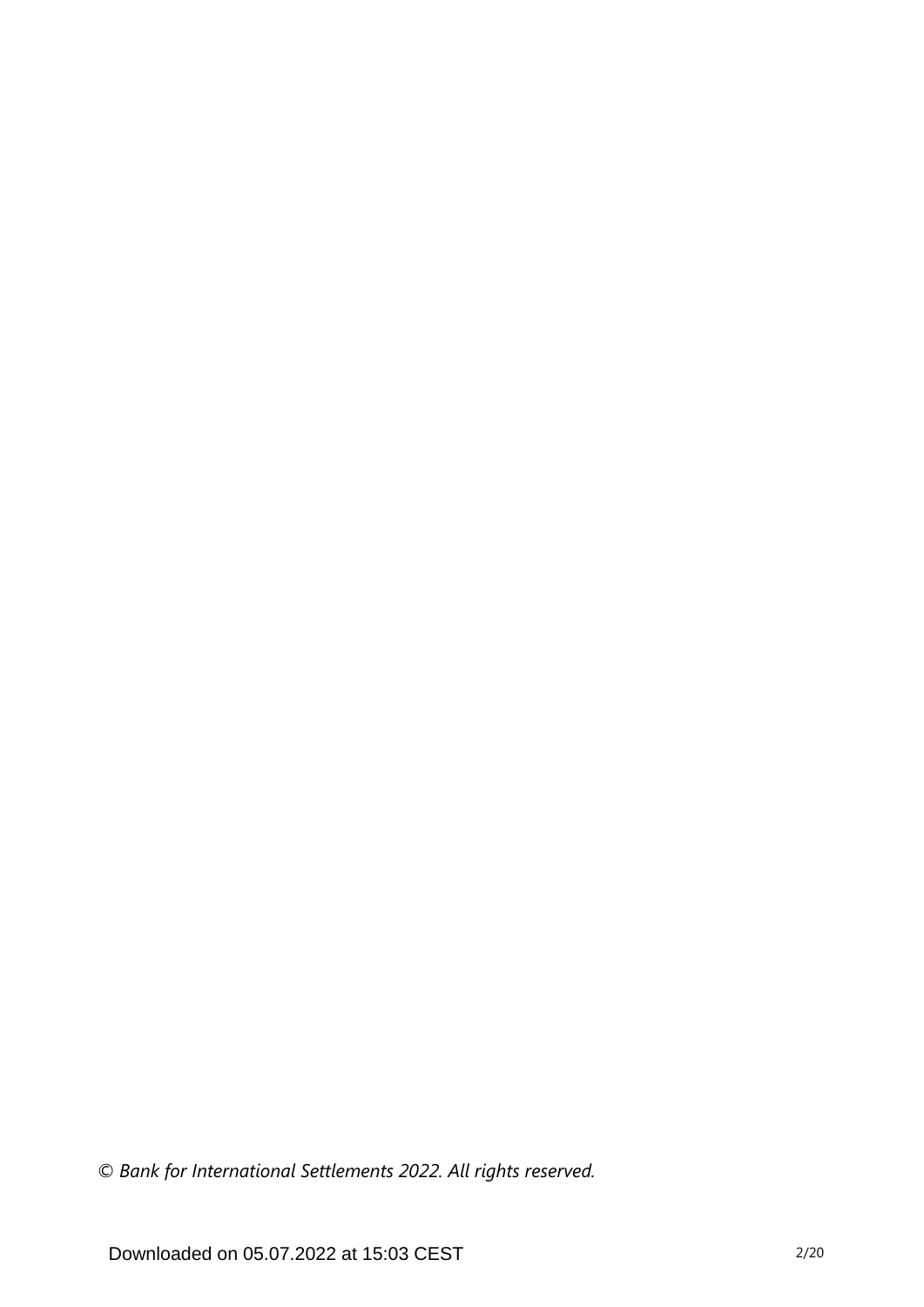*© Bank for International Settlements 2022. All rights reserved.*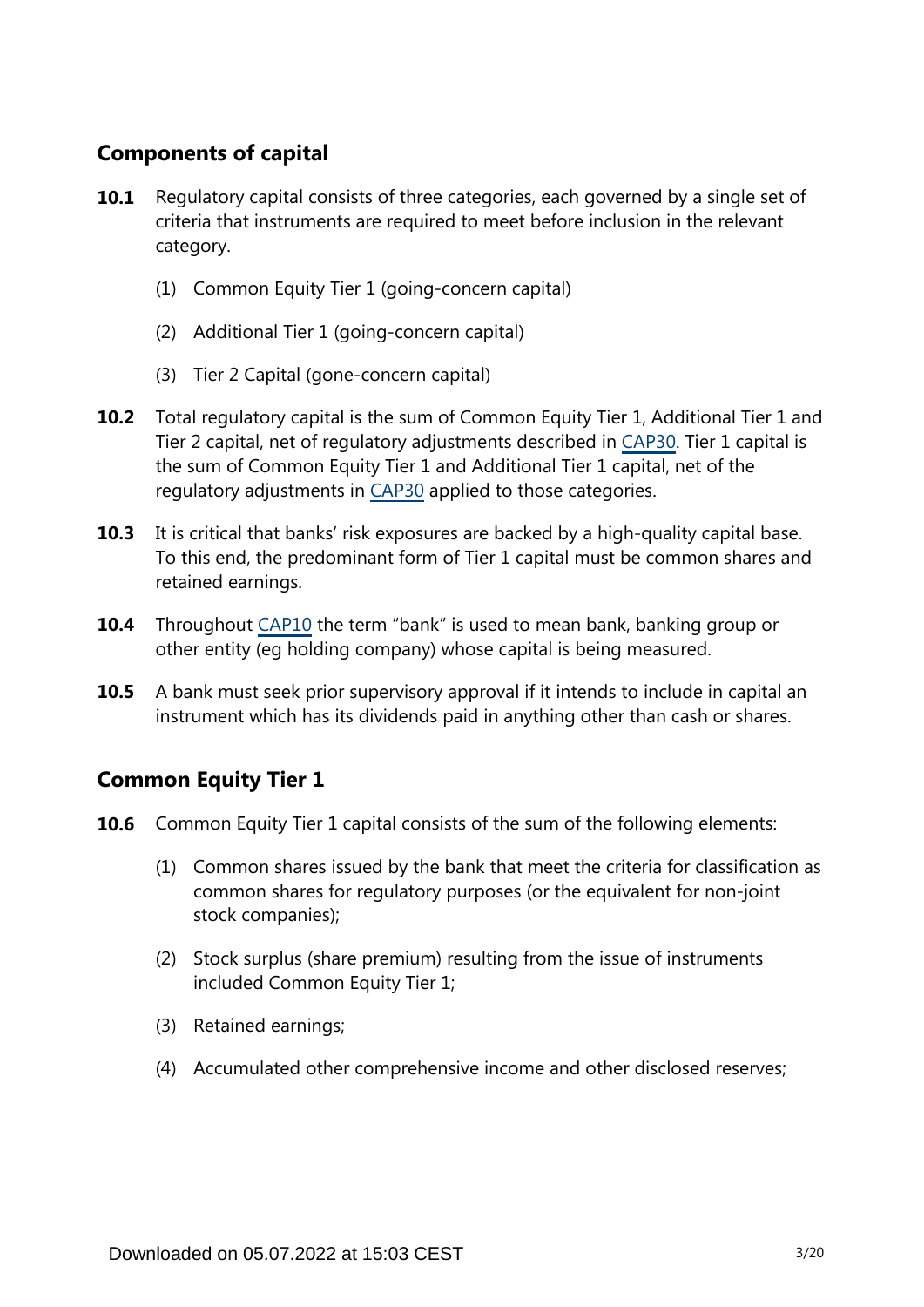## Components of capital

**10.1** Regulatory capital consists of three categories, each governed by a single set of criteria that instruments are required to meet before inclusion in the relevant category.

(1) Common Equity Tier 1 (going-concern capital)

(2) Additional Tier 1 (going-concern capital)

(3) Tier 2 Capital (gone-concern capital)

**10.2** Total regulatory capital is the sum of Common Equity Tier 1, Additional Tier 1 and Tier 2 capital, net of regulatory adjustments described in CAP30. Tier 1 capital is the sum of Common Equity Tier 1 and Additional Tier 1 capital, net of the regulatory adjustments in CAP30 applied to those categories.

**10.3** It is critical that banks' risk exposures are backed by a high-quality capital base. To this end, the predominant form of Tier 1 capital must be common shares and retained earnings.

**10.4** Throughout CAP10 the term "bank" is used to mean bank, banking group or other entity (eg holding company) whose capital is being measured.

**10.5** A bank must seek prior supervisory approval if it intends to include in capital an instrument which has its dividends paid in anything other than cash or shares.

## Common Equity Tier 1

**10.6** Common Equity Tier 1 capital consists of the sum of the following elements:

(1) Common shares issued by the bank that meet the criteria for classification as common shares for regulatory purposes (or the equivalent for non-joint stock companies);

(2) Stock surplus (share premium) resulting from the issue of instruments included Common Equity Tier 1;

(3) Retained earnings;

(4) Accumulated other comprehensive income and other disclosed reserves;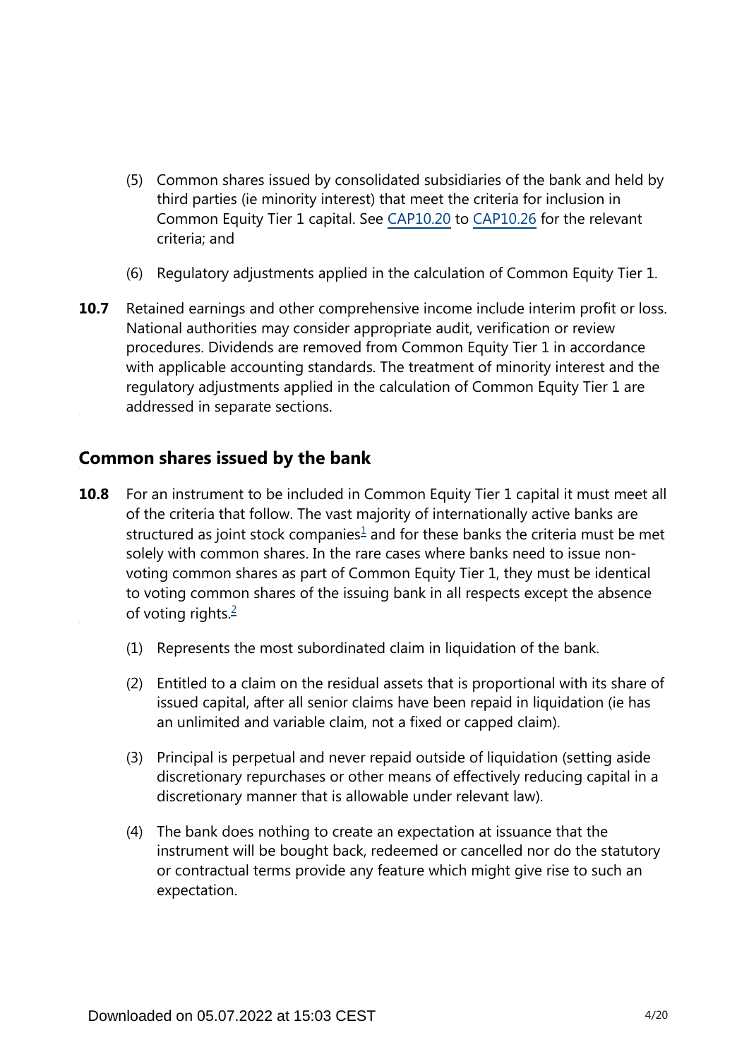(5) Common shares issued by consolidated subsidiaries of the bank and held by third parties (ie minority interest) that meet the criteria for inclusion in Common Equity Tier 1 capital. See CAP10.20 to CAP10.26 for the relevant criteria; and

(6) Regulatory adjustments applied in the calculation of Common Equity Tier 1.

**10.7** Retained earnings and other comprehensive income include interim profit or loss. National authorities may consider appropriate audit, verification or review procedures. Dividends are removed from Common Equity Tier 1 in accordance with applicable accounting standards. The treatment of minority interest and the regulatory adjustments applied in the calculation of Common Equity Tier 1 are addressed in separate sections.

## Common shares issued by the bank

**10.8** For an instrument to be included in Common Equity Tier 1 capital it must meet all of the criteria that follow. The vast majority of internationally active banks are structured as joint stock companies[1] and for these banks the criteria must be met solely with common shares. In the rare cases where banks need to issue non-voting common shares as part of Common Equity Tier 1, they must be identical to voting common shares of the issuing bank in all respects except the absence of voting rights.[2]

(1) Represents the most subordinated claim in liquidation of the bank.

(2) Entitled to a claim on the residual assets that is proportional with its share of issued capital, after all senior claims have been repaid in liquidation (ie has an unlimited and variable claim, not a fixed or capped claim).

(3) Principal is perpetual and never repaid outside of liquidation (setting aside discretionary repurchases or other means of effectively reducing capital in a discretionary manner that is allowable under relevant law).

(4) The bank does nothing to create an expectation at issuance that the instrument will be bought back, redeemed or cancelled nor do the statutory or contractual terms provide any feature which might give rise to such an expectation.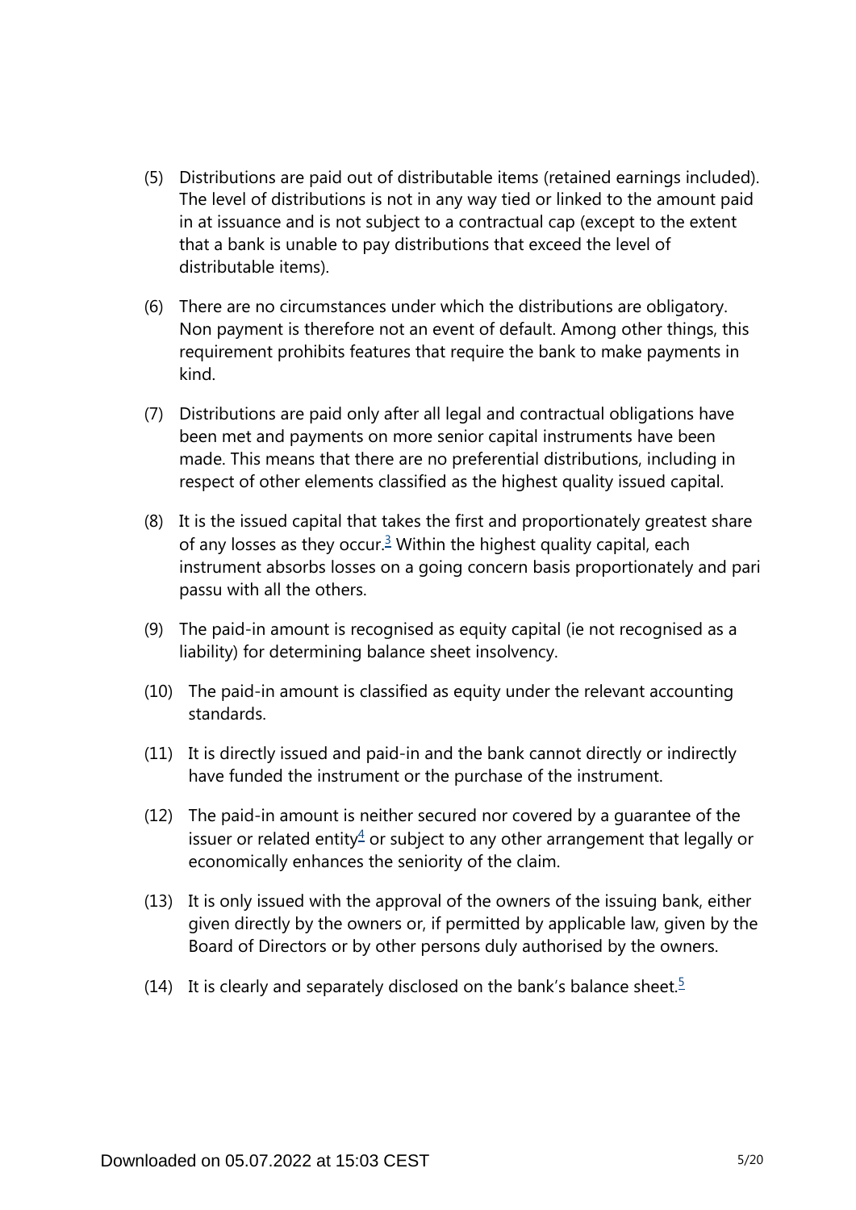(5) Distributions are paid out of distributable items (retained earnings included). The level of distributions is not in any way tied or linked to the amount paid in at issuance and is not subject to a contractual cap (except to the extent that a bank is unable to pay distributions that exceed the level of distributable items).

(6) There are no circumstances under which the distributions are obligatory. Non payment is therefore not an event of default. Among other things, this requirement prohibits features that require the bank to make payments in kind.

(7) Distributions are paid only after all legal and contractual obligations have been met and payments on more senior capital instruments have been made. This means that there are no preferential distributions, including in respect of other elements classified as the highest quality issued capital.

(8) It is the issued capital that takes the first and proportionately greatest share of any losses as they occur.[3] Within the highest quality capital, each instrument absorbs losses on a going concern basis proportionately and pari passu with all the others.

(9) The paid-in amount is recognised as equity capital (ie not recognised as a liability) for determining balance sheet insolvency.

(10) The paid-in amount is classified as equity under the relevant accounting standards.

(11) It is directly issued and paid-in and the bank cannot directly or indirectly have funded the instrument or the purchase of the instrument.

(12) The paid-in amount is neither secured nor covered by a guarantee of the issuer or related entity[4] or subject to any other arrangement that legally or economically enhances the seniority of the claim.

(13) It is only issued with the approval of the owners of the issuing bank, either given directly by the owners or, if permitted by applicable law, given by the Board of Directors or by other persons duly authorised by the owners.

(14) It is clearly and separately disclosed on the bank's balance sheet.[5]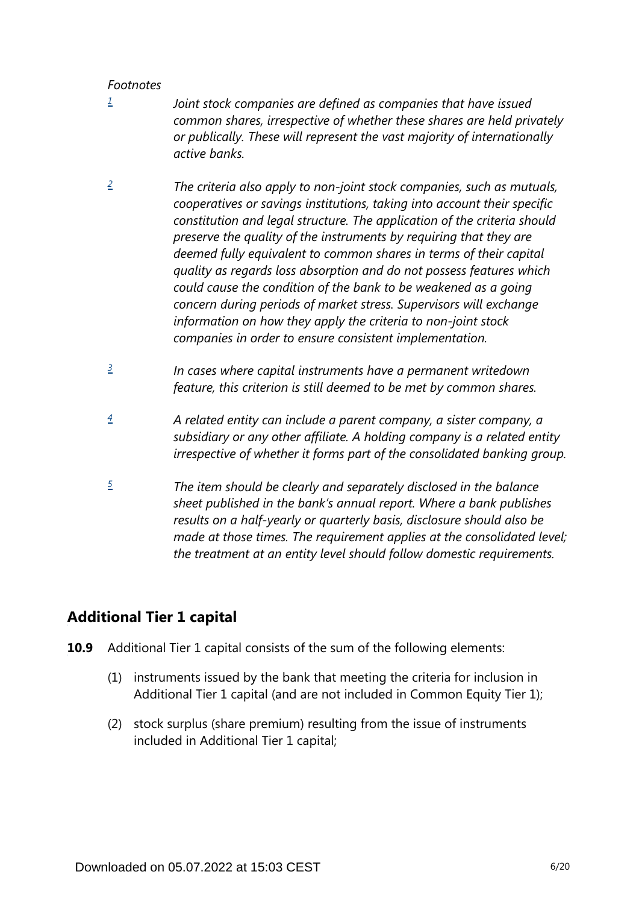*Footnotes*

[1] *Joint stock companies are defined as companies that have issued common shares, irrespective of whether these shares are held privately or publically. These will represent the vast majority of internationally active banks.*

[2] *The criteria also apply to non-joint stock companies, such as mutuals, cooperatives or savings institutions, taking into account their specific constitution and legal structure. The application of the criteria should preserve the quality of the instruments by requiring that they are deemed fully equivalent to common shares in terms of their capital quality as regards loss absorption and do not possess features which could cause the condition of the bank to be weakened as a going concern during periods of market stress. Supervisors will exchange information on how they apply the criteria to non-joint stock companies in order to ensure consistent implementation.*

[3] *In cases where capital instruments have a permanent writedown feature, this criterion is still deemed to be met by common shares.*

[4] *A related entity can include a parent company, a sister company, a subsidiary or any other affiliate. A holding company is a related entity irrespective of whether it forms part of the consolidated banking group.*

[5] *The item should be clearly and separately disclosed in the balance sheet published in the bank's annual report. Where a bank publishes results on a half-yearly or quarterly basis, disclosure should also be made at those times. The requirement applies at the consolidated level; the treatment at an entity level should follow domestic requirements.*

## Additional Tier 1 capital

**10.9** Additional Tier 1 capital consists of the sum of the following elements:

(1) instruments issued by the bank that meeting the criteria for inclusion in Additional Tier 1 capital (and are not included in Common Equity Tier 1);

(2) stock surplus (share premium) resulting from the issue of instruments included in Additional Tier 1 capital;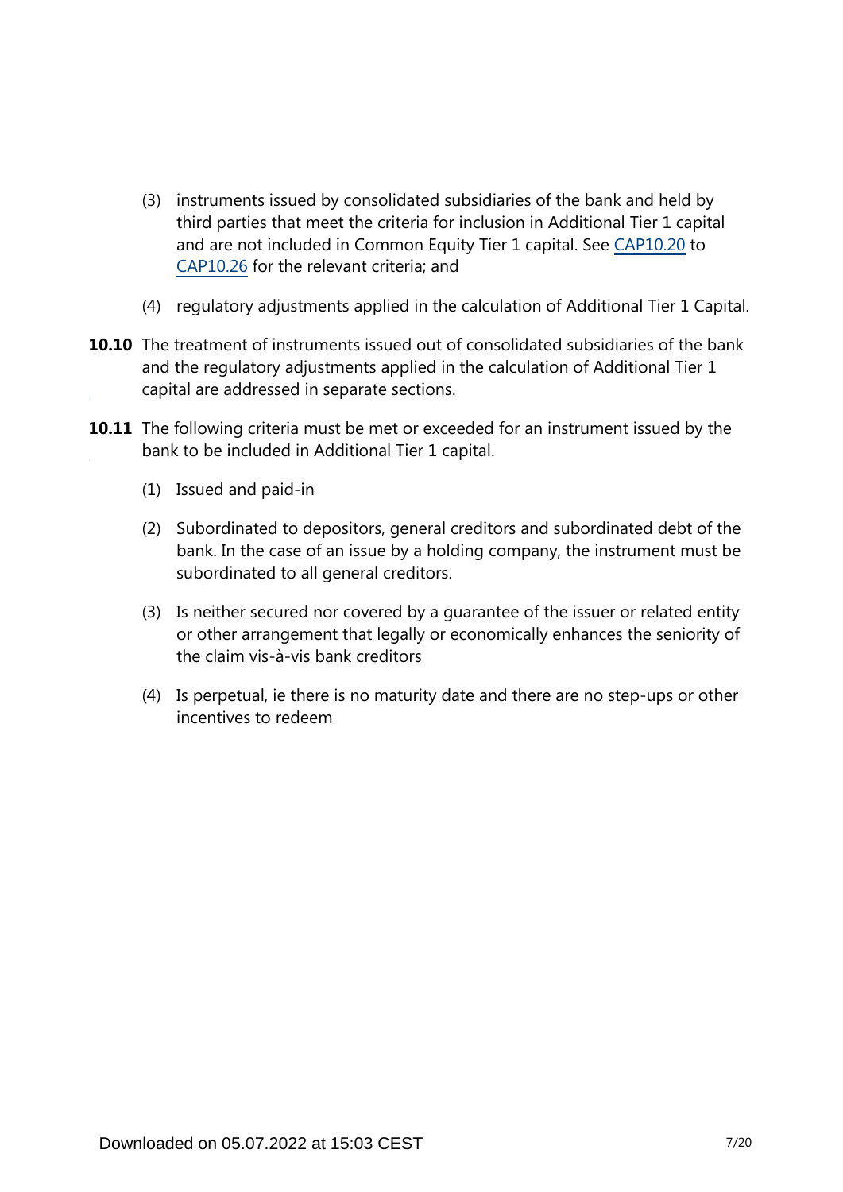(3) instruments issued by consolidated subsidiaries of the bank and held by third parties that meet the criteria for inclusion in Additional Tier 1 capital and are not included in Common Equity Tier 1 capital. See CAP10.20 to CAP10.26 for the relevant criteria; and

(4) regulatory adjustments applied in the calculation of Additional Tier 1 Capital.

**10.10** The treatment of instruments issued out of consolidated subsidiaries of the bank and the regulatory adjustments applied in the calculation of Additional Tier 1 capital are addressed in separate sections.

**10.11** The following criteria must be met or exceeded for an instrument issued by the bank to be included in Additional Tier 1 capital.

(1) Issued and paid-in

(2) Subordinated to depositors, general creditors and subordinated debt of the bank. In the case of an issue by a holding company, the instrument must be subordinated to all general creditors.

(3) Is neither secured nor covered by a guarantee of the issuer or related entity or other arrangement that legally or economically enhances the seniority of the claim vis-à-vis bank creditors

(4) Is perpetual, ie there is no maturity date and there are no step-ups or other incentives to redeem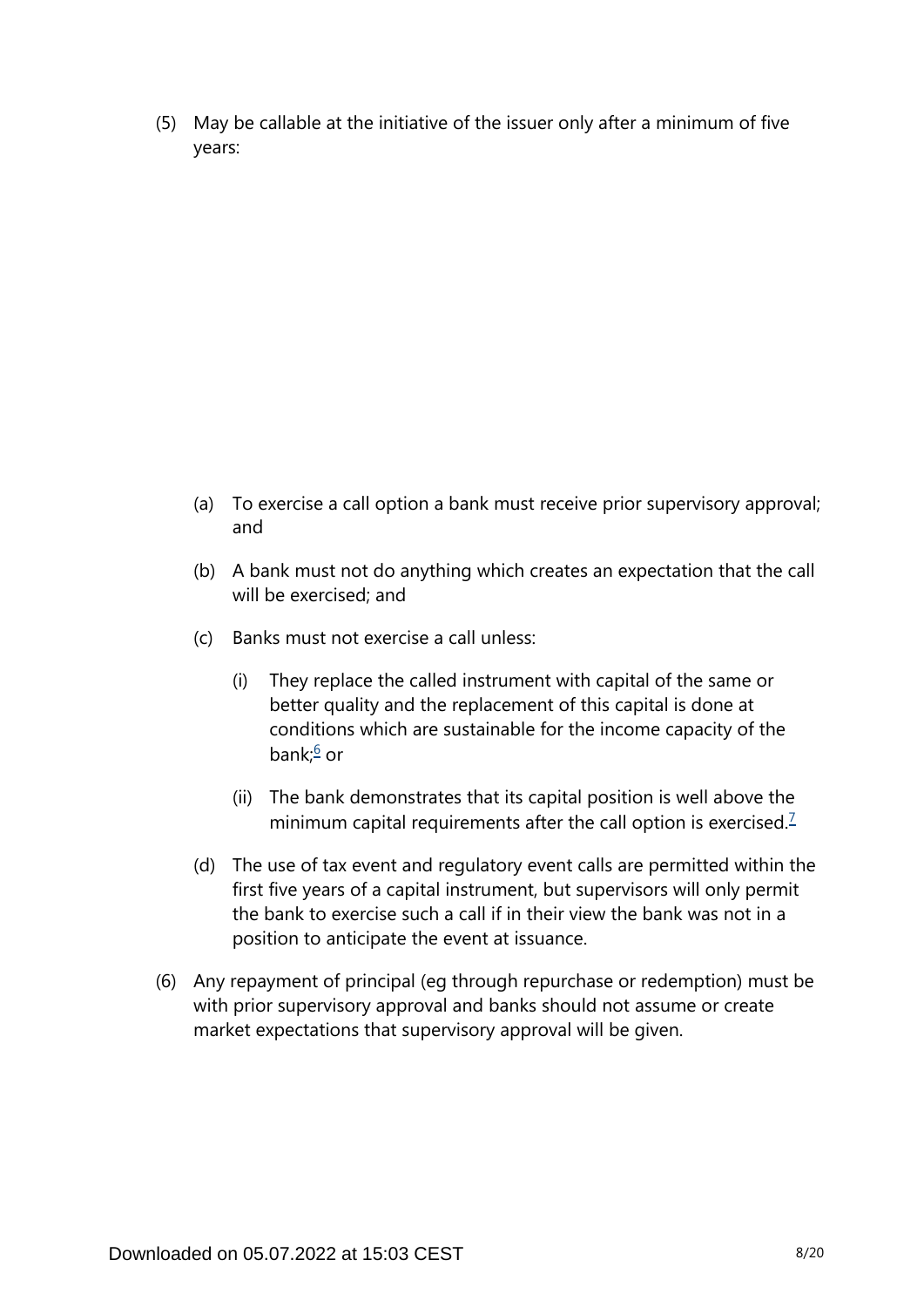(5) May be callable at the initiative of the issuer only after a minimum of five years:

   (a) To exercise a call option a bank must receive prior supervisory approval; and

   (b) A bank must not do anything which creates an expectation that the call will be exercised; and

   (c) Banks must not exercise a call unless:

      (i) They replace the called instrument with capital of the same or better quality and the replacement of this capital is done at conditions which are sustainable for the income capacity of the bank;[6] or

      (ii) The bank demonstrates that its capital position is well above the minimum capital requirements after the call option is exercised.[7]

   (d) The use of tax event and regulatory event calls are permitted within the first five years of a capital instrument, but supervisors will only permit the bank to exercise such a call if in their view the bank was not in a position to anticipate the event at issuance.

(6) Any repayment of principal (eg through repurchase or redemption) must be with prior supervisory approval and banks should not assume or create market expectations that supervisory approval will be given.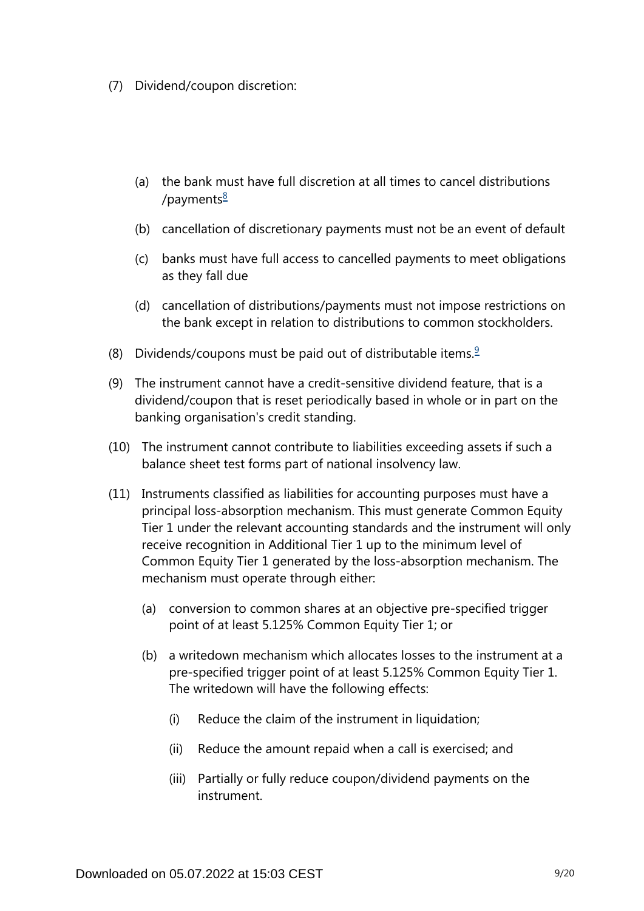(7) Dividend/coupon discretion:

  (a) the bank must have full discretion at all times to cancel distributions /payments[8]

  (b) cancellation of discretionary payments must not be an event of default

  (c) banks must have full access to cancelled payments to meet obligations as they fall due

  (d) cancellation of distributions/payments must not impose restrictions on the bank except in relation to distributions to common stockholders.

(8) Dividends/coupons must be paid out of distributable items.[9]

(9) The instrument cannot have a credit-sensitive dividend feature, that is a dividend/coupon that is reset periodically based in whole or in part on the banking organisation's credit standing.

(10) The instrument cannot contribute to liabilities exceeding assets if such a balance sheet test forms part of national insolvency law.

(11) Instruments classified as liabilities for accounting purposes must have a principal loss-absorption mechanism. This must generate Common Equity Tier 1 under the relevant accounting standards and the instrument will only receive recognition in Additional Tier 1 up to the minimum level of Common Equity Tier 1 generated by the loss-absorption mechanism. The mechanism must operate through either:

  (a) conversion to common shares at an objective pre-specified trigger point of at least 5.125% Common Equity Tier 1; or

  (b) a writedown mechanism which allocates losses to the instrument at a pre-specified trigger point of at least 5.125% Common Equity Tier 1. The writedown will have the following effects:

    (i) Reduce the claim of the instrument in liquidation;

    (ii) Reduce the amount repaid when a call is exercised; and

    (iii) Partially or fully reduce coupon/dividend payments on the instrument.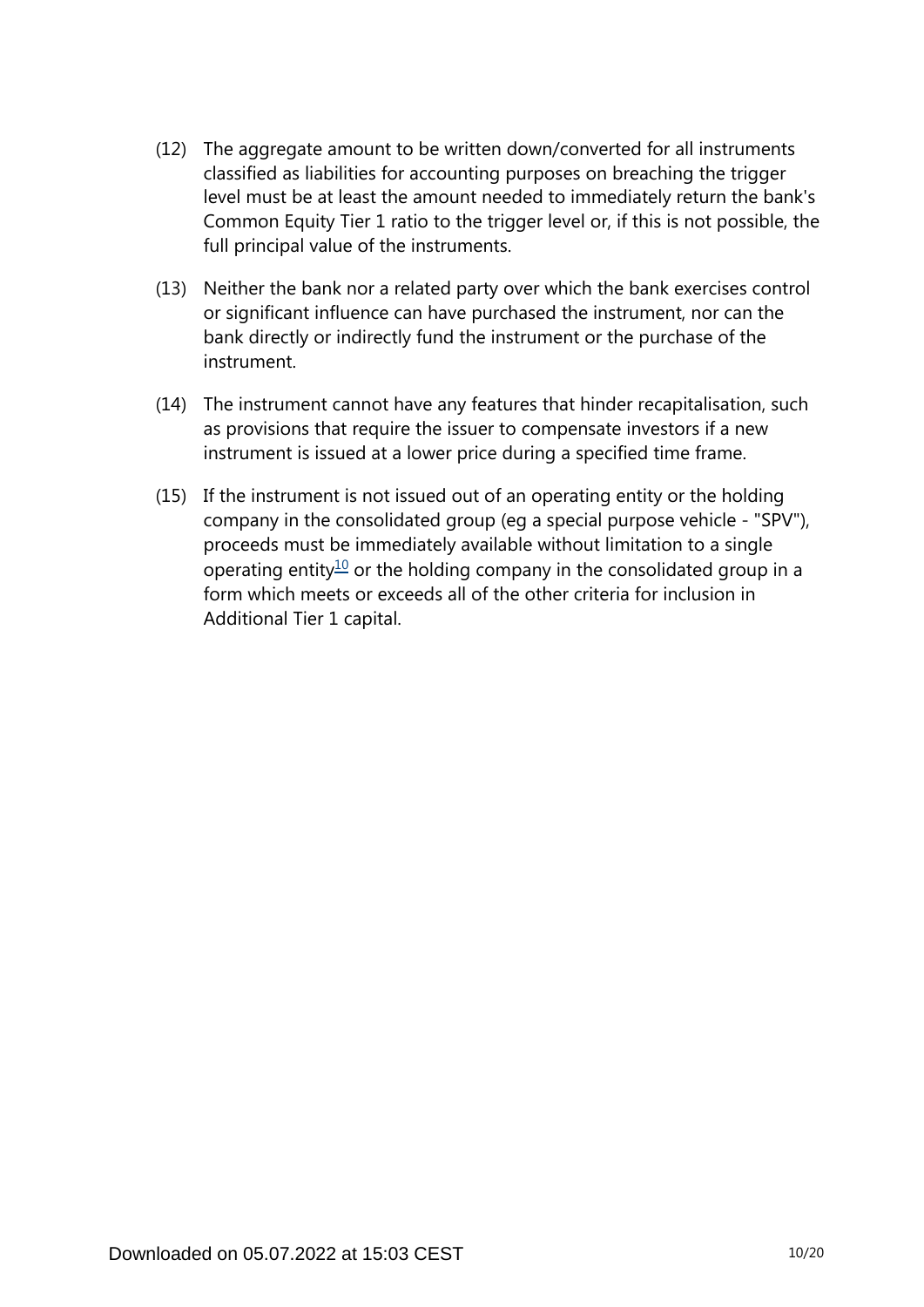(12) The aggregate amount to be written down/converted for all instruments classified as liabilities for accounting purposes on breaching the trigger level must be at least the amount needed to immediately return the bank's Common Equity Tier 1 ratio to the trigger level or, if this is not possible, the full principal value of the instruments.

(13) Neither the bank nor a related party over which the bank exercises control or significant influence can have purchased the instrument, nor can the bank directly or indirectly fund the instrument or the purchase of the instrument.

(14) The instrument cannot have any features that hinder recapitalisation, such as provisions that require the issuer to compensate investors if a new instrument is issued at a lower price during a specified time frame.

(15) If the instrument is not issued out of an operating entity or the holding company in the consolidated group (eg a special purpose vehicle - "SPV"), proceeds must be immediately available without limitation to a single operating entity[10] or the holding company in the consolidated group in a form which meets or exceeds all of the other criteria for inclusion in Additional Tier 1 capital.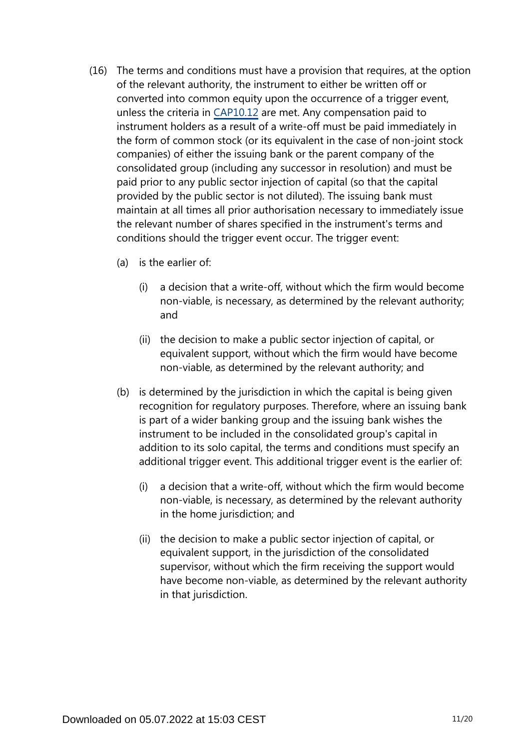(16) The terms and conditions must have a provision that requires, at the option of the relevant authority, the instrument to either be written off or converted into common equity upon the occurrence of a trigger event, unless the criteria in [CAP10.12] are met. Any compensation paid to instrument holders as a result of a write-off must be paid immediately in the form of common stock (or its equivalent in the case of non-joint stock companies) of either the issuing bank or the parent company of the consolidated group (including any successor in resolution) and must be paid prior to any public sector injection of capital (so that the capital provided by the public sector is not diluted). The issuing bank must maintain at all times all prior authorisation necessary to immediately issue the relevant number of shares specified in the instrument's terms and conditions should the trigger event occur. The trigger event:

   (a) is the earlier of:

      (i) a decision that a write-off, without which the firm would become non-viable, is necessary, as determined by the relevant authority; and

      (ii) the decision to make a public sector injection of capital, or equivalent support, without which the firm would have become non-viable, as determined by the relevant authority; and

   (b) is determined by the jurisdiction in which the capital is being given recognition for regulatory purposes. Therefore, where an issuing bank is part of a wider banking group and the issuing bank wishes the instrument to be included in the consolidated group's capital in addition to its solo capital, the terms and conditions must specify an additional trigger event. This additional trigger event is the earlier of:

      (i) a decision that a write-off, without which the firm would become non-viable, is necessary, as determined by the relevant authority in the home jurisdiction; and

      (ii) the decision to make a public sector injection of capital, or equivalent support, in the jurisdiction of the consolidated supervisor, without which the firm receiving the support would have become non-viable, as determined by the relevant authority in that jurisdiction.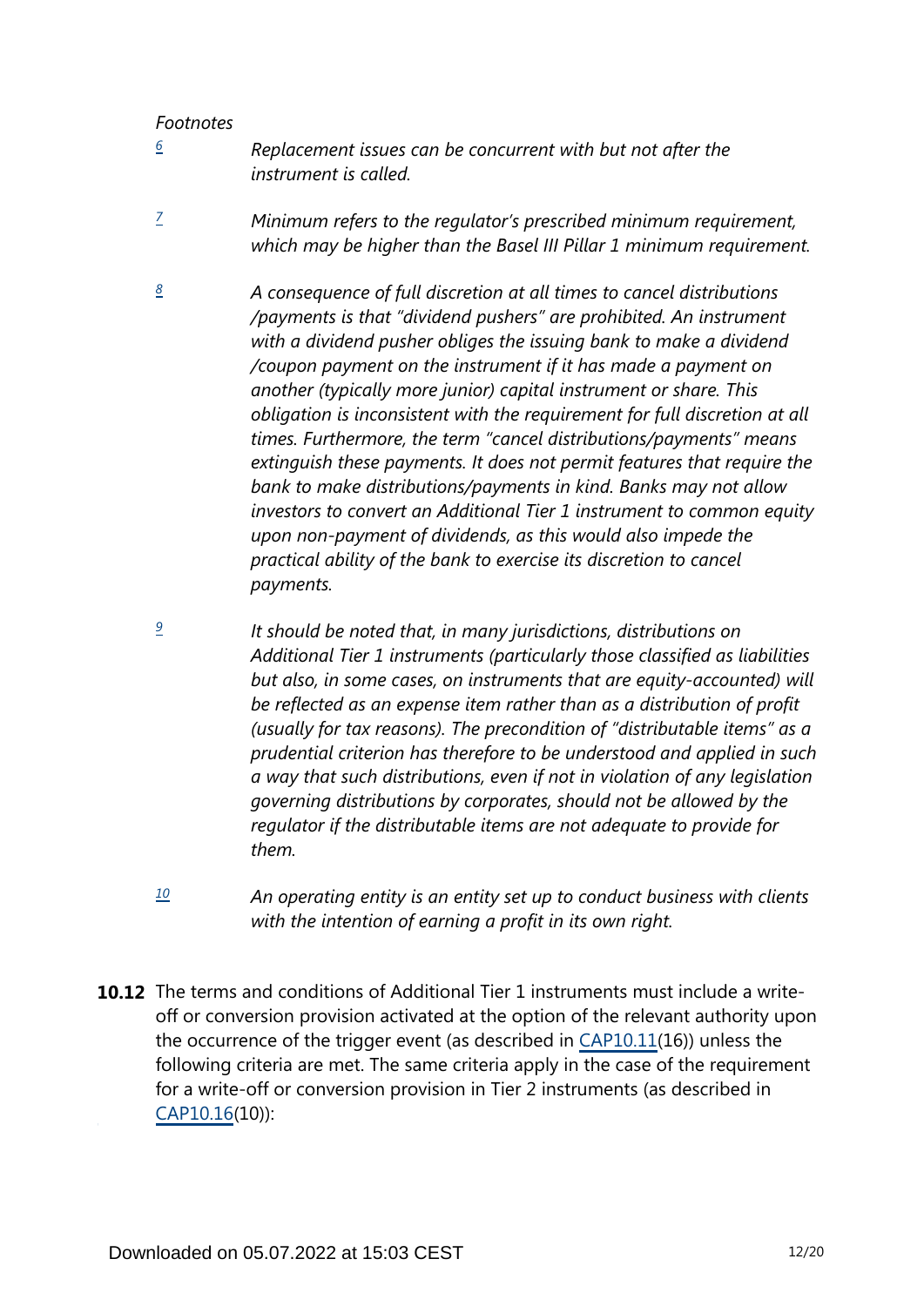*Footnotes*

[6] *Replacement issues can be concurrent with but not after the instrument is called.*

[7] *Minimum refers to the regulator's prescribed minimum requirement, which may be higher than the Basel III Pillar 1 minimum requirement.*

[8] *A consequence of full discretion at all times to cancel distributions /payments is that "dividend pushers" are prohibited. An instrument with a dividend pusher obliges the issuing bank to make a dividend /coupon payment on the instrument if it has made a payment on another (typically more junior) capital instrument or share. This obligation is inconsistent with the requirement for full discretion at all times. Furthermore, the term "cancel distributions/payments" means extinguish these payments. It does not permit features that require the bank to make distributions/payments in kind. Banks may not allow investors to convert an Additional Tier 1 instrument to common equity upon non-payment of dividends, as this would also impede the practical ability of the bank to exercise its discretion to cancel payments.*

[9] *It should be noted that, in many jurisdictions, distributions on Additional Tier 1 instruments (particularly those classified as liabilities but also, in some cases, on instruments that are equity-accounted) will be reflected as an expense item rather than as a distribution of profit (usually for tax reasons). The precondition of "distributable items" as a prudential criterion has therefore to be understood and applied in such a way that such distributions, even if not in violation of any legislation governing distributions by corporates, should not be allowed by the regulator if the distributable items are not adequate to provide for them.*

[10] *An operating entity is an entity set up to conduct business with clients with the intention of earning a profit in its own right.*

**10.12** The terms and conditions of Additional Tier 1 instruments must include a write-off or conversion provision activated at the option of the relevant authority upon the occurrence of the trigger event (as described in CAP10.11(16)) unless the following criteria are met. The same criteria apply in the case of the requirement for a write-off or conversion provision in Tier 2 instruments (as described in CAP10.16(10)):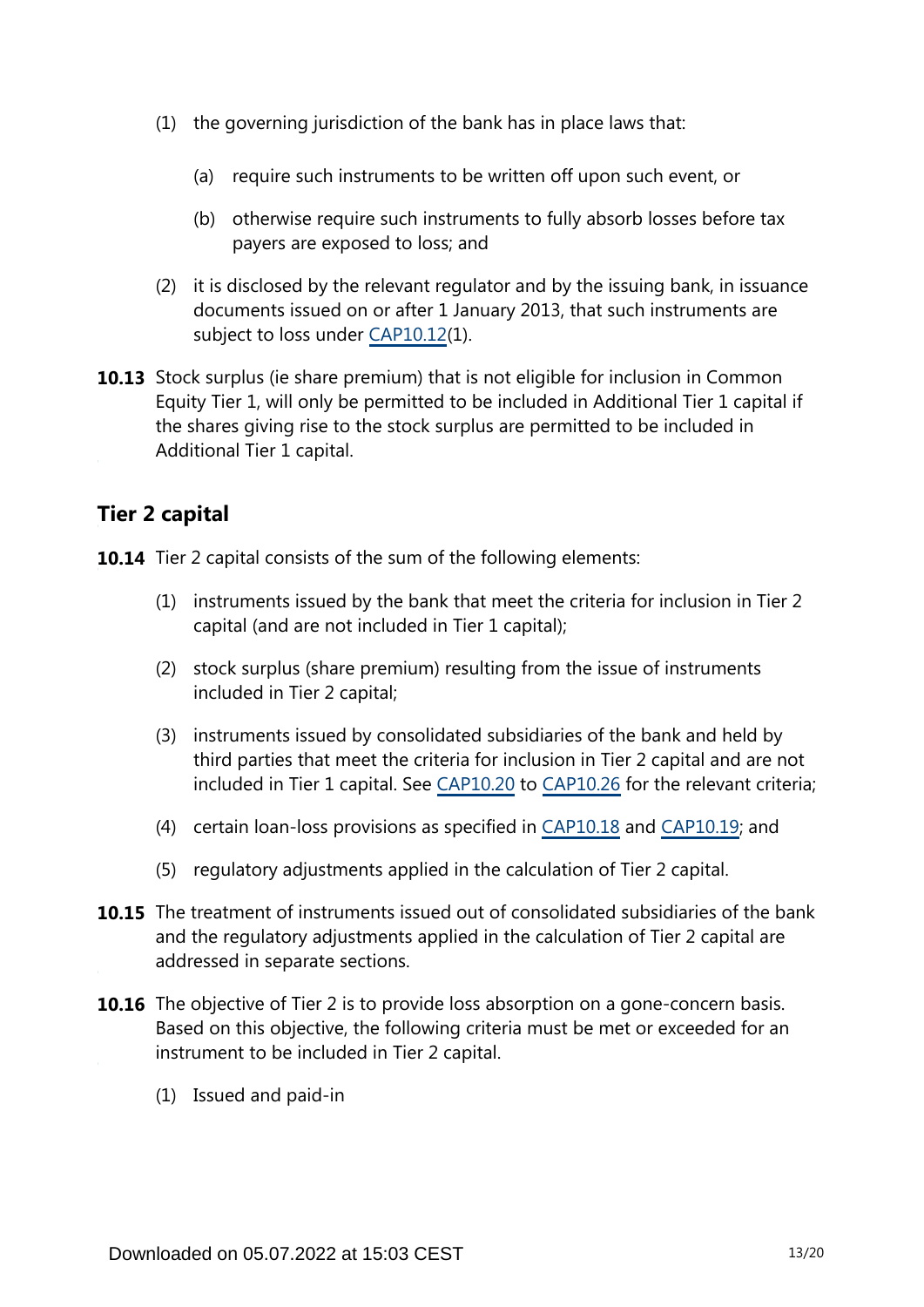(1) the governing jurisdiction of the bank has in place laws that:

  (a) require such instruments to be written off upon such event, or

  (b) otherwise require such instruments to fully absorb losses before tax payers are exposed to loss; and

(2) it is disclosed by the relevant regulator and by the issuing bank, in issuance documents issued on or after 1 January 2013, that such instruments are subject to loss under CAP10.12(1).

**10.13** Stock surplus (ie share premium) that is not eligible for inclusion in Common Equity Tier 1, will only be permitted to be included in Additional Tier 1 capital if the shares giving rise to the stock surplus are permitted to be included in Additional Tier 1 capital.

## Tier 2 capital

**10.14** Tier 2 capital consists of the sum of the following elements:

(1) instruments issued by the bank that meet the criteria for inclusion in Tier 2 capital (and are not included in Tier 1 capital);

(2) stock surplus (share premium) resulting from the issue of instruments included in Tier 2 capital;

(3) instruments issued by consolidated subsidiaries of the bank and held by third parties that meet the criteria for inclusion in Tier 2 capital and are not included in Tier 1 capital. See CAP10.20 to CAP10.26 for the relevant criteria;

(4) certain loan-loss provisions as specified in CAP10.18 and CAP10.19; and

(5) regulatory adjustments applied in the calculation of Tier 2 capital.

**10.15** The treatment of instruments issued out of consolidated subsidiaries of the bank and the regulatory adjustments applied in the calculation of Tier 2 capital are addressed in separate sections.

**10.16** The objective of Tier 2 is to provide loss absorption on a gone-concern basis. Based on this objective, the following criteria must be met or exceeded for an instrument to be included in Tier 2 capital.

(1) Issued and paid-in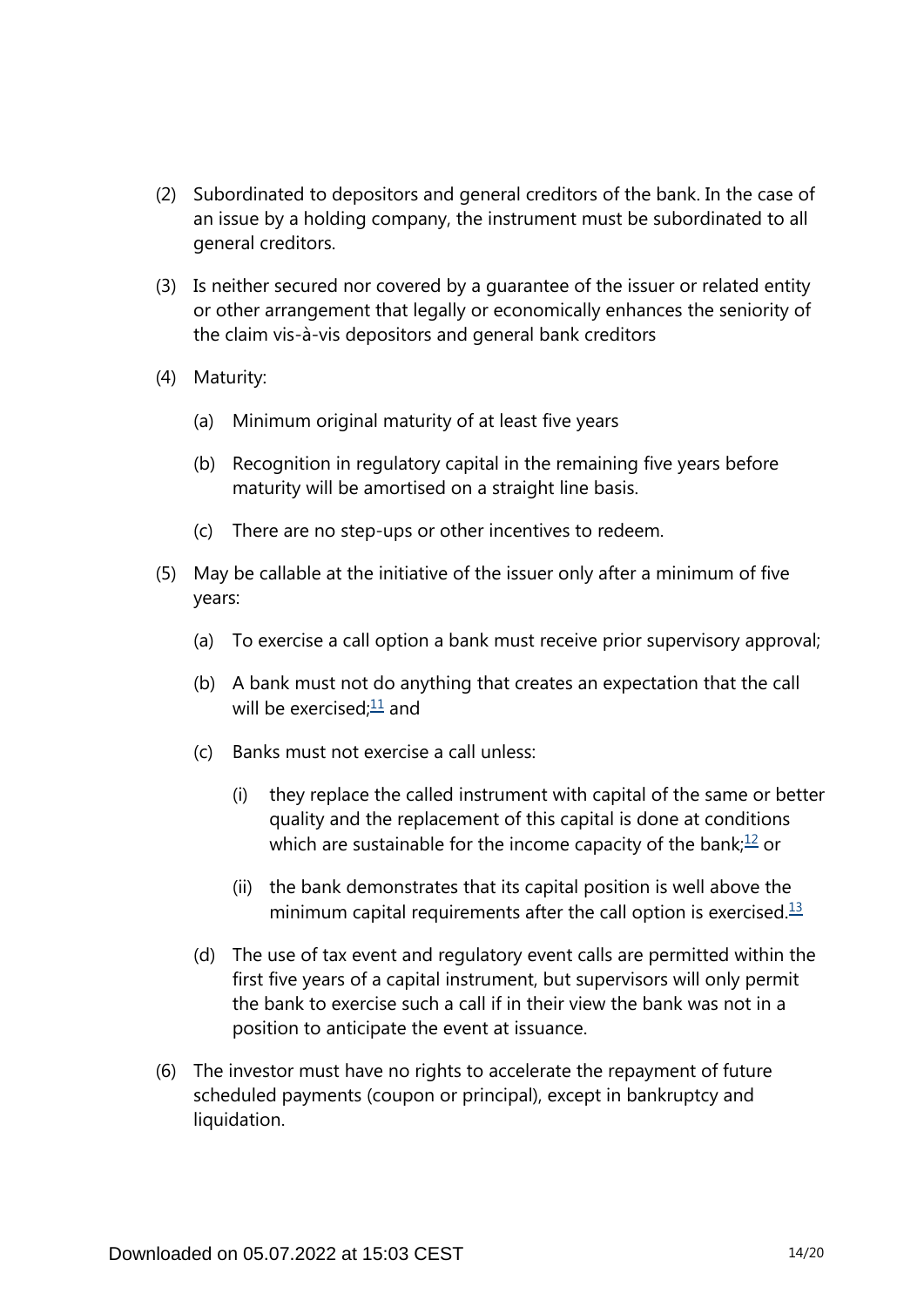(2) Subordinated to depositors and general creditors of the bank. In the case of an issue by a holding company, the instrument must be subordinated to all general creditors.

(3) Is neither secured nor covered by a guarantee of the issuer or related entity or other arrangement that legally or economically enhances the seniority of the claim vis-à-vis depositors and general bank creditors

(4) Maturity:

  (a) Minimum original maturity of at least five years

  (b) Recognition in regulatory capital in the remaining five years before maturity will be amortised on a straight line basis.

  (c) There are no step-ups or other incentives to redeem.

(5) May be callable at the initiative of the issuer only after a minimum of five years:

  (a) To exercise a call option a bank must receive prior supervisory approval;

  (b) A bank must not do anything that creates an expectation that the call will be exercised;[11] and

  (c) Banks must not exercise a call unless:

    (i) they replace the called instrument with capital of the same or better quality and the replacement of this capital is done at conditions which are sustainable for the income capacity of the bank;[12] or

    (ii) the bank demonstrates that its capital position is well above the minimum capital requirements after the call option is exercised.[13]

  (d) The use of tax event and regulatory event calls are permitted within the first five years of a capital instrument, but supervisors will only permit the bank to exercise such a call if in their view the bank was not in a position to anticipate the event at issuance.

(6) The investor must have no rights to accelerate the repayment of future scheduled payments (coupon or principal), except in bankruptcy and liquidation.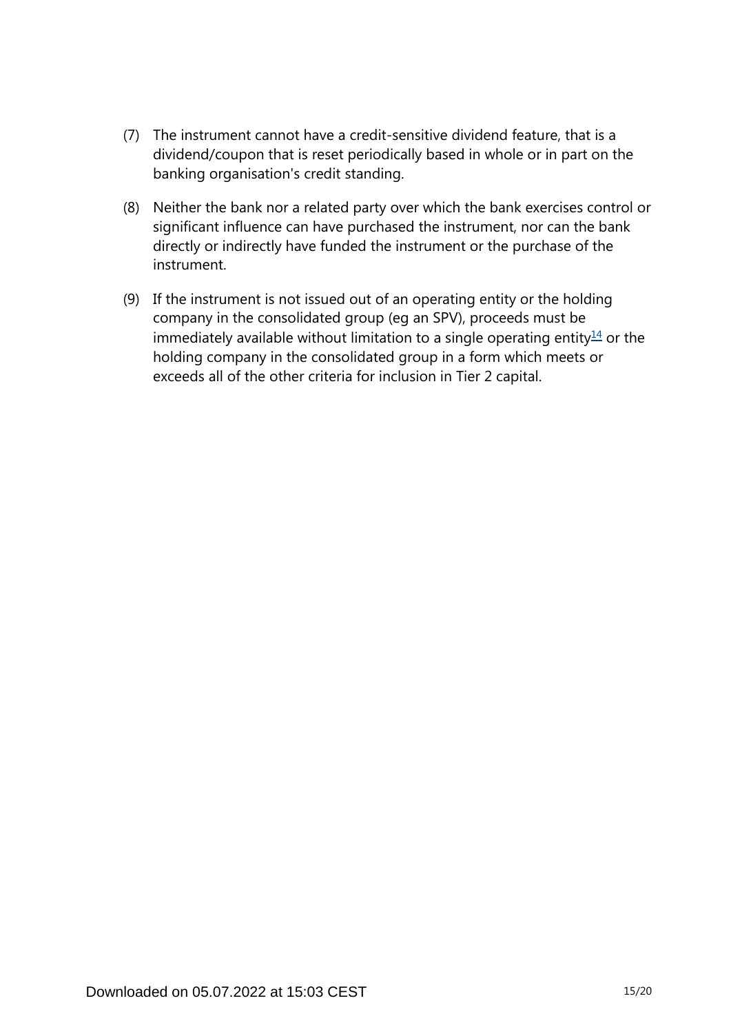(7) The instrument cannot have a credit-sensitive dividend feature, that is a dividend/coupon that is reset periodically based in whole or in part on the banking organisation's credit standing.

(8) Neither the bank nor a related party over which the bank exercises control or significant influence can have purchased the instrument, nor can the bank directly or indirectly have funded the instrument or the purchase of the instrument.

(9) If the instrument is not issued out of an operating entity or the holding company in the consolidated group (eg an SPV), proceeds must be immediately available without limitation to a single operating entity[14] or the holding company in the consolidated group in a form which meets or exceeds all of the other criteria for inclusion in Tier 2 capital.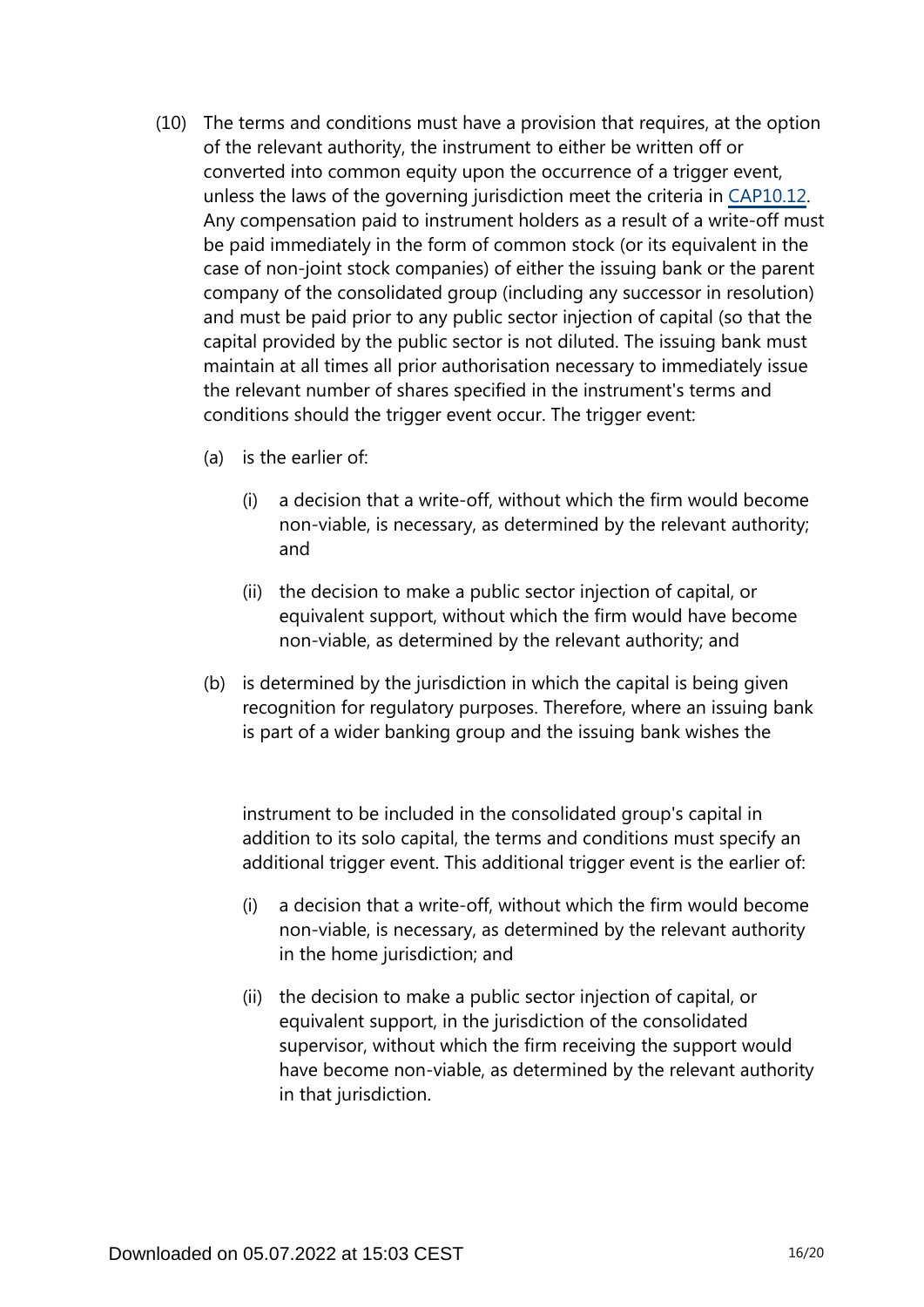(10) The terms and conditions must have a provision that requires, at the option of the relevant authority, the instrument to either be written off or converted into common equity upon the occurrence of a trigger event, unless the laws of the governing jurisdiction meet the criteria in [CAP10.12](). Any compensation paid to instrument holders as a result of a write-off must be paid immediately in the form of common stock (or its equivalent in the case of non-joint stock companies) of either the issuing bank or the parent company of the consolidated group (including any successor in resolution) and must be paid prior to any public sector injection of capital (so that the capital provided by the public sector is not diluted. The issuing bank must maintain at all times all prior authorisation necessary to immediately issue the relevant number of shares specified in the instrument's terms and conditions should the trigger event occur. The trigger event:

- (a) is the earlier of:
  - (i) a decision that a write-off, without which the firm would become non-viable, is necessary, as determined by the relevant authority; and
  - (ii) the decision to make a public sector injection of capital, or equivalent support, without which the firm would have become non-viable, as determined by the relevant authority; and
- (b) is determined by the jurisdiction in which the capital is being given recognition for regulatory purposes. Therefore, where an issuing bank is part of a wider banking group and the issuing bank wishes the instrument to be included in the consolidated group's capital in addition to its solo capital, the terms and conditions must specify an additional trigger event. This additional trigger event is the earlier of:
  - (i) a decision that a write-off, without which the firm would become non-viable, is necessary, as determined by the relevant authority in the home jurisdiction; and
  - (ii) the decision to make a public sector injection of capital, or equivalent support, in the jurisdiction of the consolidated supervisor, without which the firm receiving the support would have become non-viable, as determined by the relevant authority in that jurisdiction.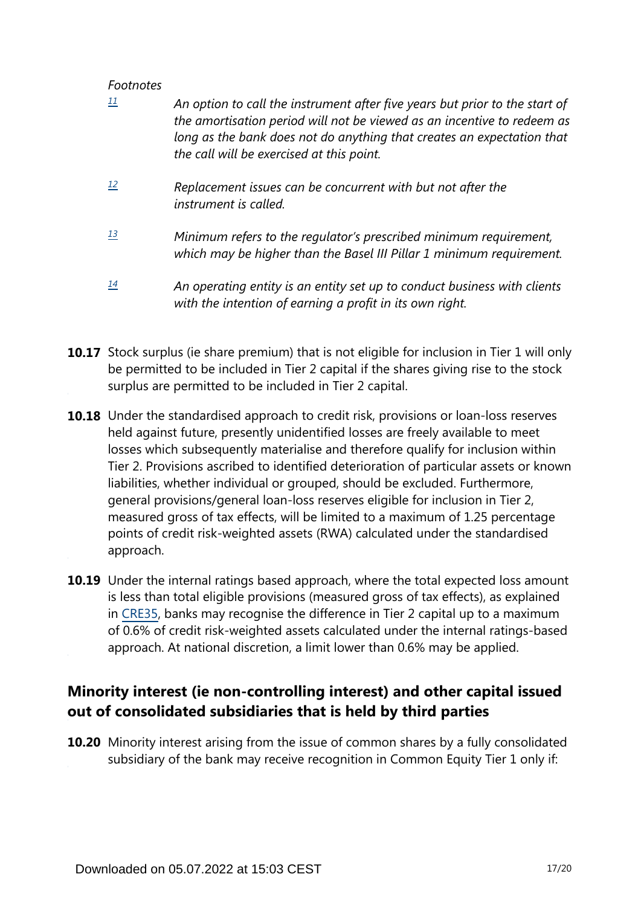*Footnotes*

[11] *An option to call the instrument after five years but prior to the start of the amortisation period will not be viewed as an incentive to redeem as long as the bank does not do anything that creates an expectation that the call will be exercised at this point.*

[12] *Replacement issues can be concurrent with but not after the instrument is called.*

[13] *Minimum refers to the regulator's prescribed minimum requirement, which may be higher than the Basel III Pillar 1 minimum requirement.*

[14] *An operating entity is an entity set up to conduct business with clients with the intention of earning a profit in its own right.*

**10.17** Stock surplus (ie share premium) that is not eligible for inclusion in Tier 1 will only be permitted to be included in Tier 2 capital if the shares giving rise to the stock surplus are permitted to be included in Tier 2 capital.

**10.18** Under the standardised approach to credit risk, provisions or loan-loss reserves held against future, presently unidentified losses are freely available to meet losses which subsequently materialise and therefore qualify for inclusion within Tier 2. Provisions ascribed to identified deterioration of particular assets or known liabilities, whether individual or grouped, should be excluded. Furthermore, general provisions/general loan-loss reserves eligible for inclusion in Tier 2, measured gross of tax effects, will be limited to a maximum of 1.25 percentage points of credit risk-weighted assets (RWA) calculated under the standardised approach.

**10.19** Under the internal ratings based approach, where the total expected loss amount is less than total eligible provisions (measured gross of tax effects), as explained in CRE35, banks may recognise the difference in Tier 2 capital up to a maximum of 0.6% of credit risk-weighted assets calculated under the internal ratings-based approach. At national discretion, a limit lower than 0.6% may be applied.

## Minority interest (ie non-controlling interest) and other capital issued out of consolidated subsidiaries that is held by third parties

**10.20** Minority interest arising from the issue of common shares by a fully consolidated subsidiary of the bank may receive recognition in Common Equity Tier 1 only if: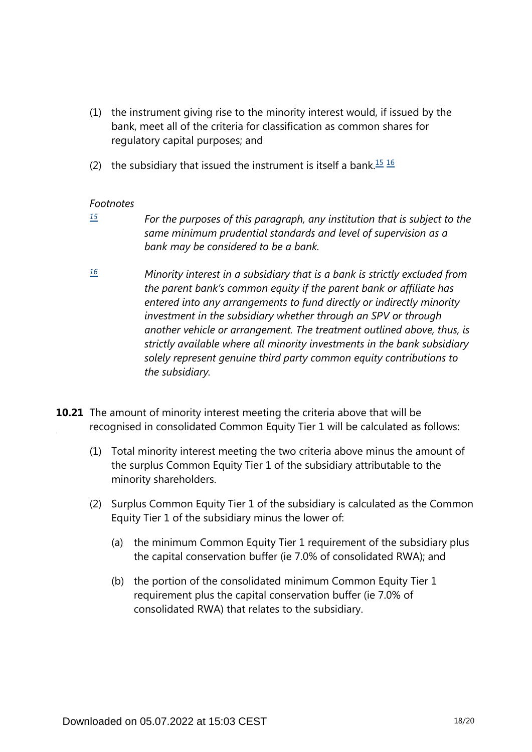(1) the instrument giving rise to the minority interest would, if issued by the bank, meet all of the criteria for classification as common shares for regulatory capital purposes; and

(2) the subsidiary that issued the instrument is itself a bank.[15] [16]

*Footnotes*

[15] *For the purposes of this paragraph, any institution that is subject to the same minimum prudential standards and level of supervision as a bank may be considered to be a bank.*

[16] *Minority interest in a subsidiary that is a bank is strictly excluded from the parent bank's common equity if the parent bank or affiliate has entered into any arrangements to fund directly or indirectly minority investment in the subsidiary whether through an SPV or through another vehicle or arrangement. The treatment outlined above, thus, is strictly available where all minority investments in the bank subsidiary solely represent genuine third party common equity contributions to the subsidiary.*

**10.21** The amount of minority interest meeting the criteria above that will be recognised in consolidated Common Equity Tier 1 will be calculated as follows:

(1) Total minority interest meeting the two criteria above minus the amount of the surplus Common Equity Tier 1 of the subsidiary attributable to the minority shareholders.

(2) Surplus Common Equity Tier 1 of the subsidiary is calculated as the Common Equity Tier 1 of the subsidiary minus the lower of:

   (a) the minimum Common Equity Tier 1 requirement of the subsidiary plus the capital conservation buffer (ie 7.0% of consolidated RWA); and

   (b) the portion of the consolidated minimum Common Equity Tier 1 requirement plus the capital conservation buffer (ie 7.0% of consolidated RWA) that relates to the subsidiary.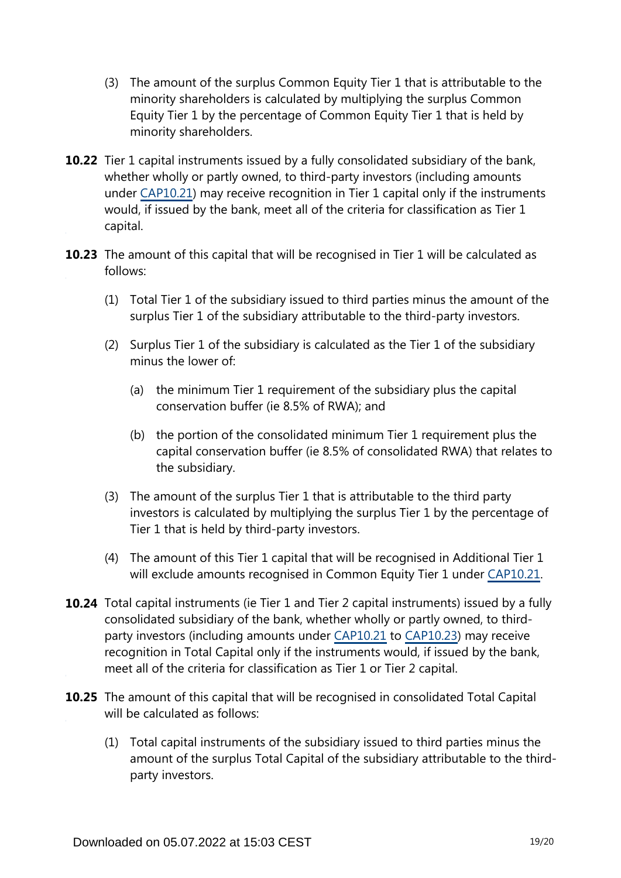(3) The amount of the surplus Common Equity Tier 1 that is attributable to the minority shareholders is calculated by multiplying the surplus Common Equity Tier 1 by the percentage of Common Equity Tier 1 that is held by minority shareholders.

**10.22** Tier 1 capital instruments issued by a fully consolidated subsidiary of the bank, whether wholly or partly owned, to third-party investors (including amounts under CAP10.21) may receive recognition in Tier 1 capital only if the instruments would, if issued by the bank, meet all of the criteria for classification as Tier 1 capital.

**10.23** The amount of this capital that will be recognised in Tier 1 will be calculated as follows:

(1) Total Tier 1 of the subsidiary issued to third parties minus the amount of the surplus Tier 1 of the subsidiary attributable to the third-party investors.

(2) Surplus Tier 1 of the subsidiary is calculated as the Tier 1 of the subsidiary minus the lower of:

(a) the minimum Tier 1 requirement of the subsidiary plus the capital conservation buffer (ie 8.5% of RWA); and

(b) the portion of the consolidated minimum Tier 1 requirement plus the capital conservation buffer (ie 8.5% of consolidated RWA) that relates to the subsidiary.

(3) The amount of the surplus Tier 1 that is attributable to the third party investors is calculated by multiplying the surplus Tier 1 by the percentage of Tier 1 that is held by third-party investors.

(4) The amount of this Tier 1 capital that will be recognised in Additional Tier 1 will exclude amounts recognised in Common Equity Tier 1 under CAP10.21.

**10.24** Total capital instruments (ie Tier 1 and Tier 2 capital instruments) issued by a fully consolidated subsidiary of the bank, whether wholly or partly owned, to third-party investors (including amounts under CAP10.21 to CAP10.23) may receive recognition in Total Capital only if the instruments would, if issued by the bank, meet all of the criteria for classification as Tier 1 or Tier 2 capital.

**10.25** The amount of this capital that will be recognised in consolidated Total Capital will be calculated as follows:

(1) Total capital instruments of the subsidiary issued to third parties minus the amount of the surplus Total Capital of the subsidiary attributable to the third-party investors.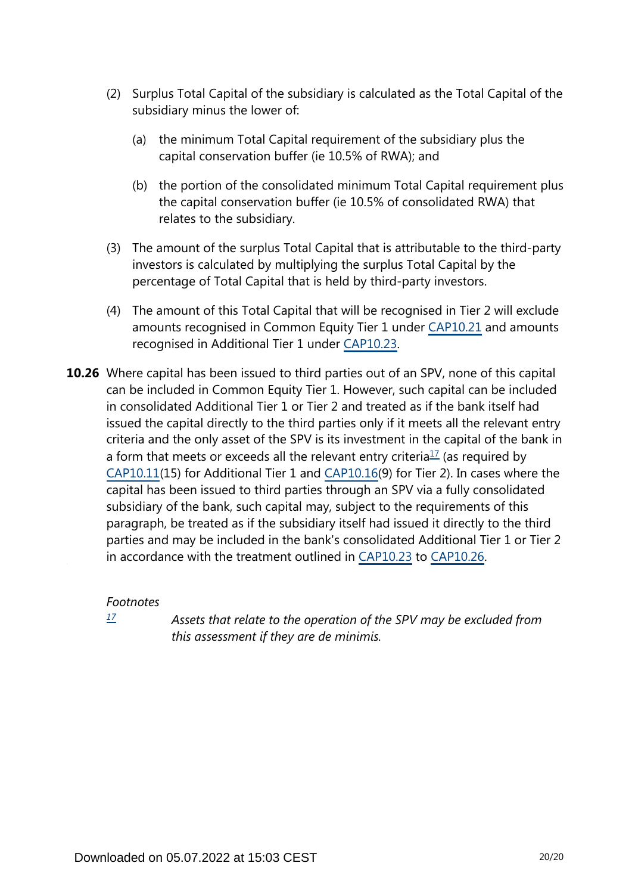(2) Surplus Total Capital of the subsidiary is calculated as the Total Capital of the subsidiary minus the lower of:

   (a) the minimum Total Capital requirement of the subsidiary plus the capital conservation buffer (ie 10.5% of RWA); and

   (b) the portion of the consolidated minimum Total Capital requirement plus the capital conservation buffer (ie 10.5% of consolidated RWA) that relates to the subsidiary.

(3) The amount of the surplus Total Capital that is attributable to the third-party investors is calculated by multiplying the surplus Total Capital by the percentage of Total Capital that is held by third-party investors.

(4) The amount of this Total Capital that will be recognised in Tier 2 will exclude amounts recognised in Common Equity Tier 1 under CAP10.21 and amounts recognised in Additional Tier 1 under CAP10.23.

**10.26** Where capital has been issued to third parties out of an SPV, none of this capital can be included in Common Equity Tier 1. However, such capital can be included in consolidated Additional Tier 1 or Tier 2 and treated as if the bank itself had issued the capital directly to the third parties only if it meets all the relevant entry criteria and the only asset of the SPV is its investment in the capital of the bank in a form that meets or exceeds all the relevant entry criteria[17] (as required by CAP10.11(15) for Additional Tier 1 and CAP10.16(9) for Tier 2). In cases where the capital has been issued to third parties through an SPV via a fully consolidated subsidiary of the bank, such capital may, subject to the requirements of this paragraph, be treated as if the subsidiary itself had issued it directly to the third parties and may be included in the bank's consolidated Additional Tier 1 or Tier 2 in accordance with the treatment outlined in CAP10.23 to CAP10.26.

*Footnotes*

[17] *Assets that relate to the operation of the SPV may be excluded from this assessment if they are de minimis.*